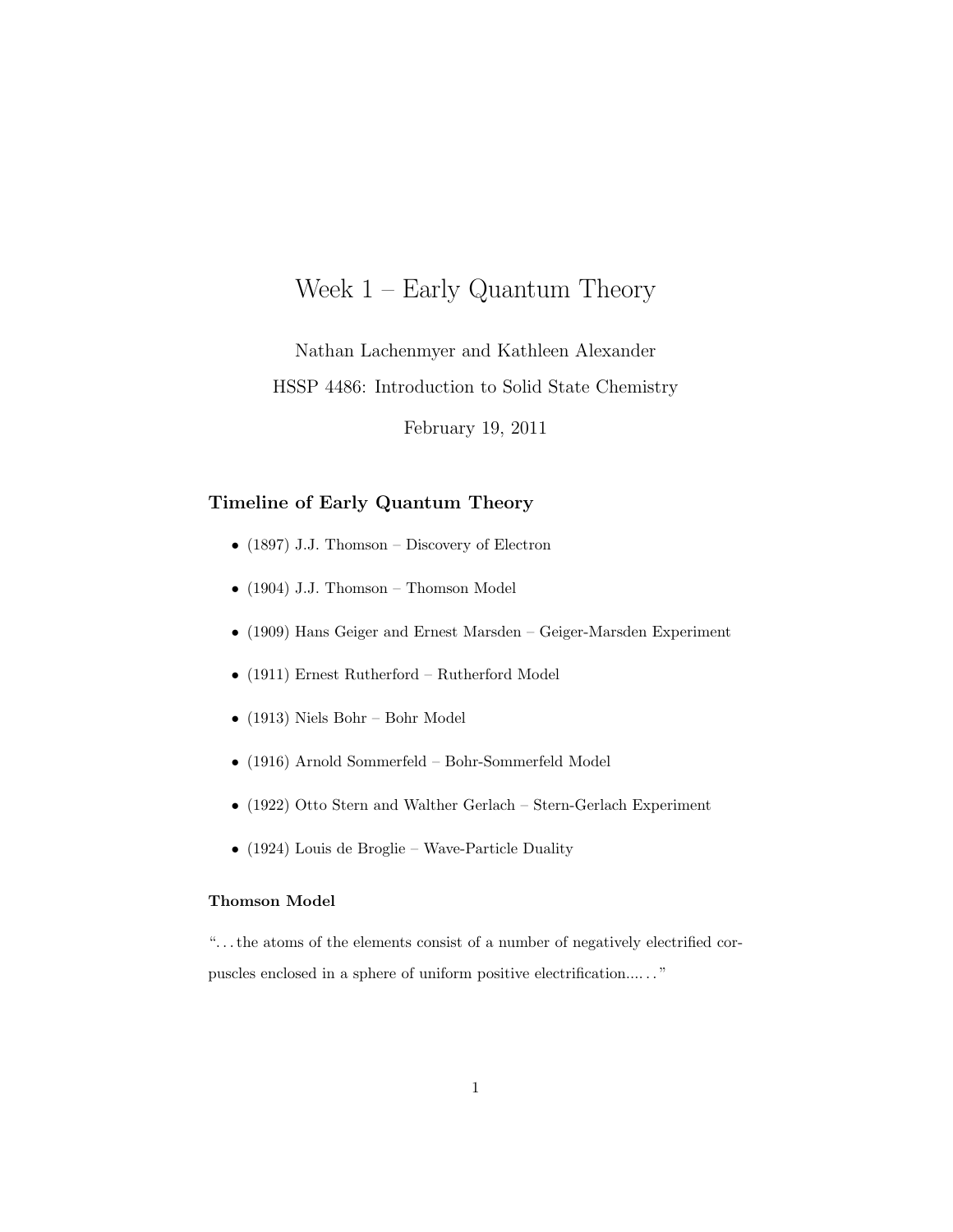# Week 1 – Early Quantum Theory

Nathan Lachenmyer and Kathleen Alexander

HSSP 4486: Introduction to Solid State Chemistry

February 19, 2011

## Timeline of Early Quantum Theory

- (1897) J.J. Thomson – Discovery of Electron
- (1904) J.J. Thomson – Thomson Model
- (1909) Hans Geiger and Ernest Marsden – Geiger-Marsden Experiment
- (1911) Ernest Rutherford – Rutherford Model
- (1913) Niels Bohr – Bohr Model
- (1916) Arnold Sommerfeld – Bohr-Sommerfeld Model
- (1922) Otto Stern and Walther Gerlach – Stern-Gerlach Experiment
- (1924) Louis de Broglie – Wave-Particle Duality

### Thomson Model

"...the atoms of the elements consist of a number of negatively electrified corpuscles enclosed in a sphere of uniform positive electrification......"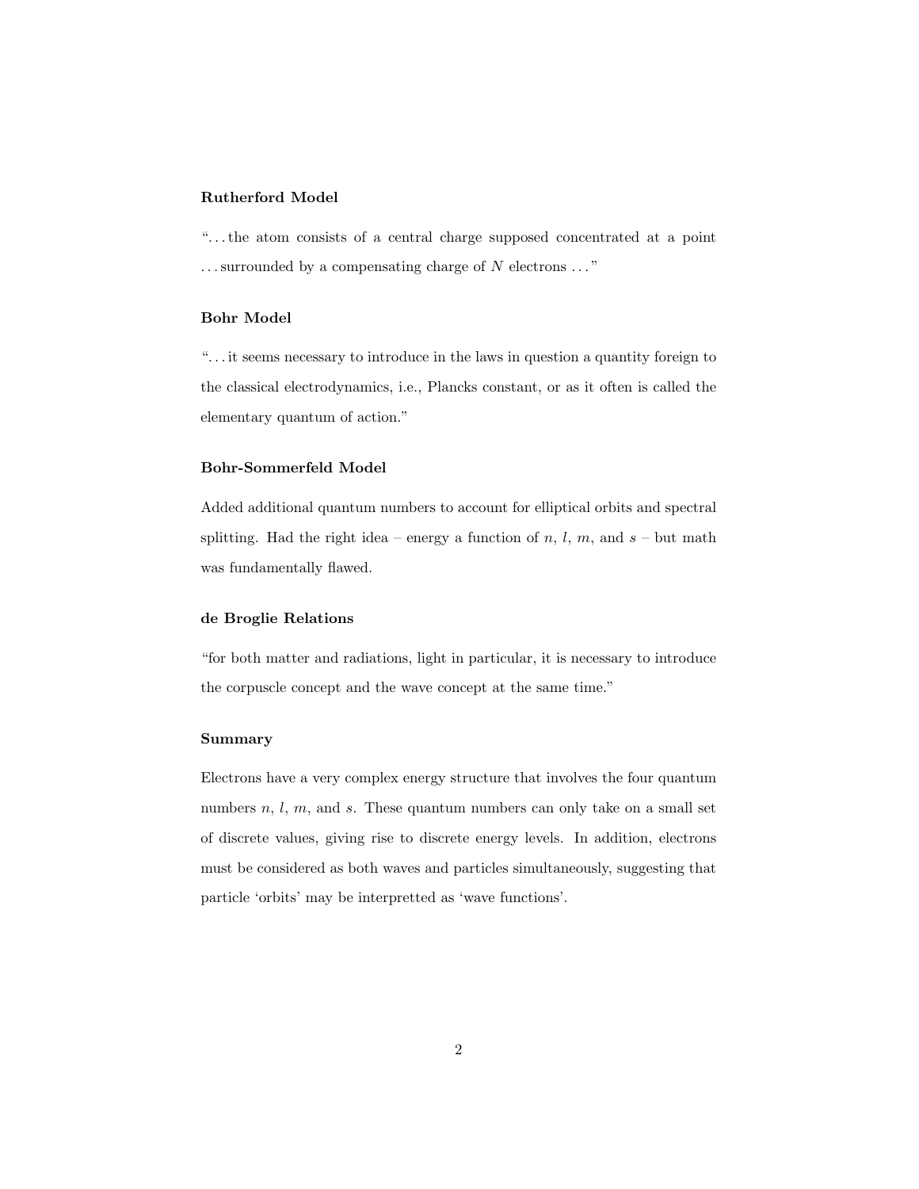**Rutherford Model**

"...the atom consists of a central charge supposed concentrated at a point ...surrounded by a compensating charge of $N$ electrons ..."

**Bohr Model**

"...it seems necessary to introduce in the laws in question a quantity foreign to the classical electrodynamics, i.e., Plancks constant, or as it often is called the elementary quantum of action."

**Bohr-Sommerfeld Model**

Added additional quantum numbers to account for elliptical orbits and spectral splitting. Had the right idea – energy a function of $n$, $l$, $m$, and $s$ – but math was fundamentally flawed.

**de Broglie Relations**

"for both matter and radiations, light in particular, it is necessary to introduce the corpuscle concept and the wave concept at the same time."

**Summary**

Electrons have a very complex energy structure that involves the four quantum numbers $n$, $l$, $m$, and $s$. These quantum numbers can only take on a small set of discrete values, giving rise to discrete energy levels. In addition, electrons must be considered as both waves and particles simultaneously, suggesting that particle 'orbits' may be interpretted as 'wave functions'.